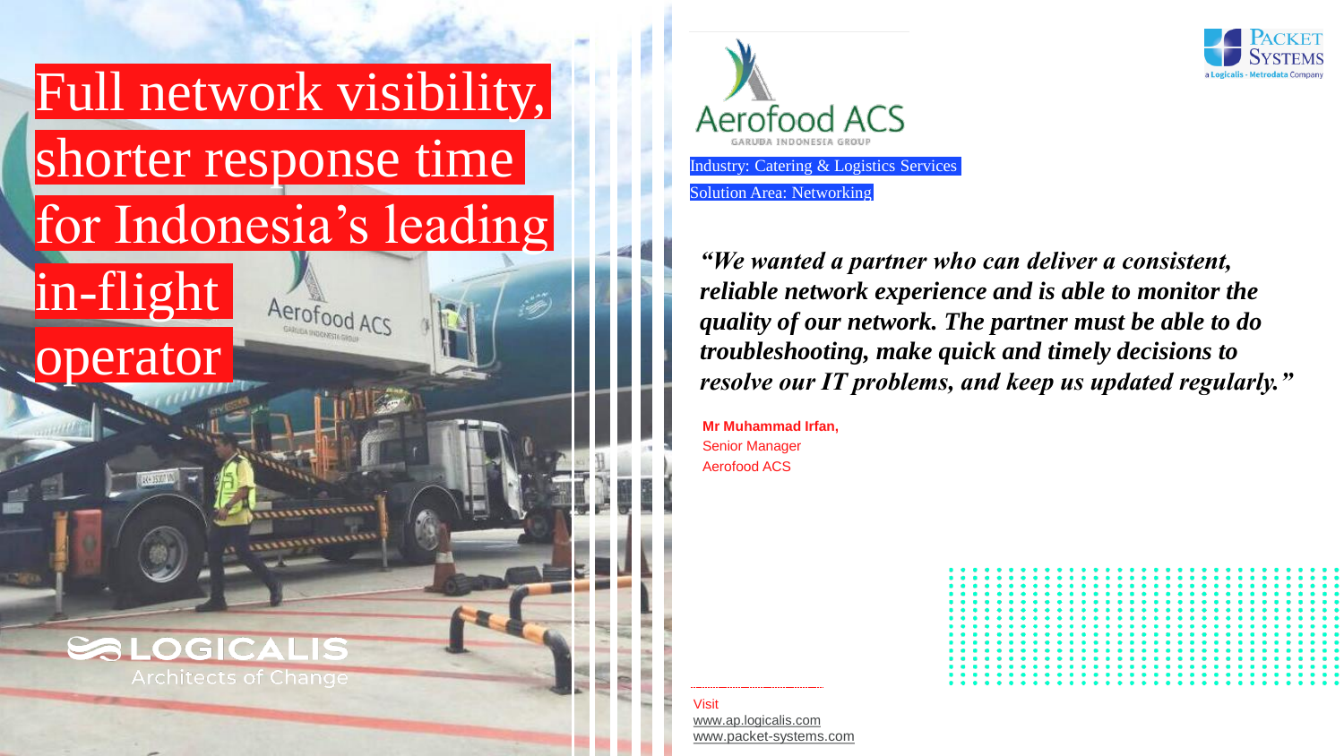# Full network visibility, shorter response time for Indonesia's leading in-flight operator

Industry: Catering & Logistics Services

Solution Area: Networking

***"We wanted a partner who can deliver a consistent, reliable network experience and is able to monitor the quality of our network. The partner must be able to do troubleshooting, make quick and timely decisions to resolve our IT problems, and keep us updated regularly."***

**Mr Muhammad Irfan,**
Senior Manager
Aerofood ACS

Visit
www.ap.logicalis.com
www.packet-systems.com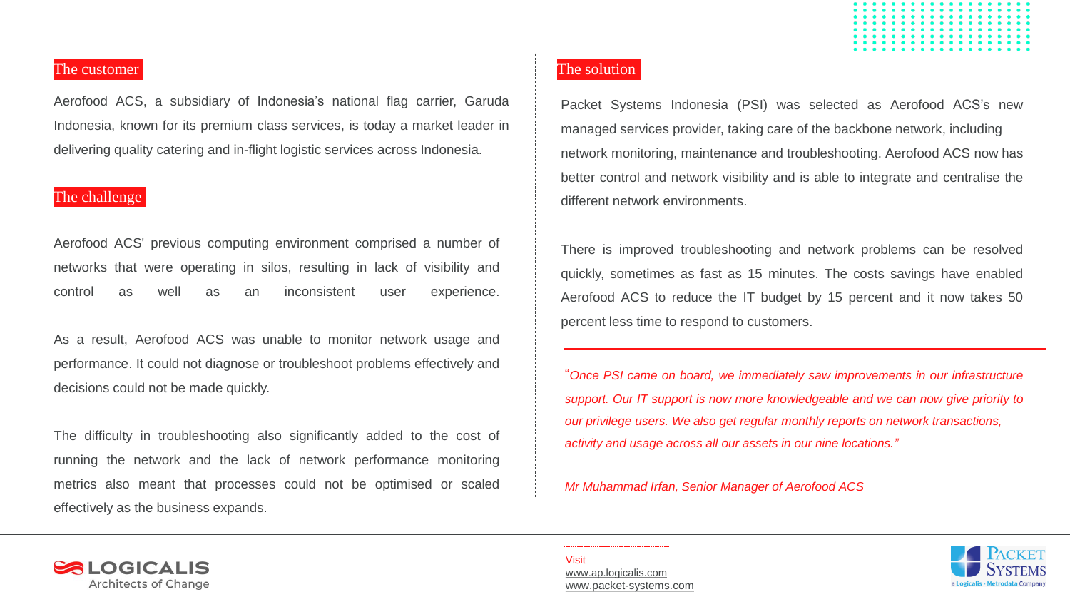## The customer

Aerofood ACS, a subsidiary of Indonesia's national flag carrier, Garuda Indonesia, known for its premium class services, is today a market leader in delivering quality catering and in-flight logistic services across Indonesia.

## The challenge

Aerofood ACS' previous computing environment comprised a number of networks that were operating in silos, resulting in lack of visibility and control as well as an inconsistent user experience.

As a result, Aerofood ACS was unable to monitor network usage and performance. It could not diagnose or troubleshoot problems effectively and decisions could not be made quickly.

The difficulty in troubleshooting also significantly added to the cost of running the network and the lack of network performance monitoring metrics also meant that processes could not be optimised or scaled effectively as the business expands.

## The solution

Packet Systems Indonesia (PSI) was selected as Aerofood ACS's new managed services provider, taking care of the backbone network, including network monitoring, maintenance and troubleshooting. Aerofood ACS now has better control and network visibility and is able to integrate and centralise the different network environments.

There is improved troubleshooting and network problems can be resolved quickly, sometimes as fast as 15 minutes. The costs savings have enabled Aerofood ACS to reduce the IT budget by 15 percent and it now takes 50 percent less time to respond to customers.

*"Once PSI came on board, we immediately saw improvements in our infrastructure support. Our IT support is now more knowledgeable and we can now give priority to our privilege users. We also get regular monthly reports on network transactions, activity and usage across all our assets in our nine locations."*

*Mr Muhammad Irfan, Senior Manager of Aerofood ACS*

LOGICALIS Architects of Change

Visit
www.ap.logicalis.com
www.packet-systems.com

PACKET SYSTEMS a Logicalis - Metrodata Company